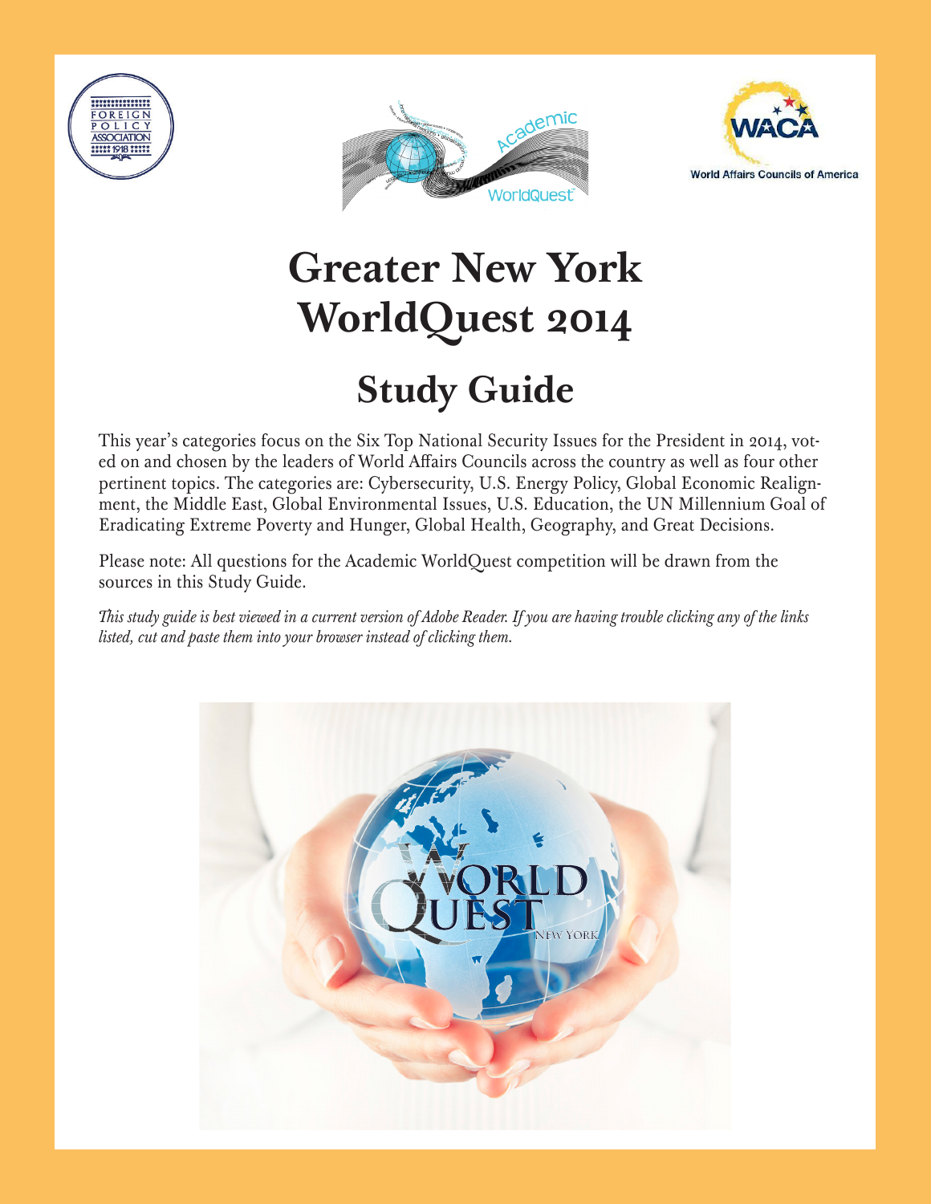# Greater New York WorldQuest 2014

## Study Guide

This year's categories focus on the Six Top National Security Issues for the President in 2014, voted on and chosen by the leaders of World Affairs Councils across the country as well as four other pertinent topics. The categories are: Cybersecurity, U.S. Energy Policy, Global Economic Realignment, the Middle East, Global Environmental Issues, U.S. Education, the UN Millennium Goal of Eradicating Extreme Poverty and Hunger, Global Health, Geography, and Great Decisions.

Please note: All questions for the Academic WorldQuest competition will be drawn from the sources in this Study Guide.

*This study guide is best viewed in a current version of Adobe Reader. If you are having trouble clicking any of the links listed, cut and paste them into your browser instead of clicking them.*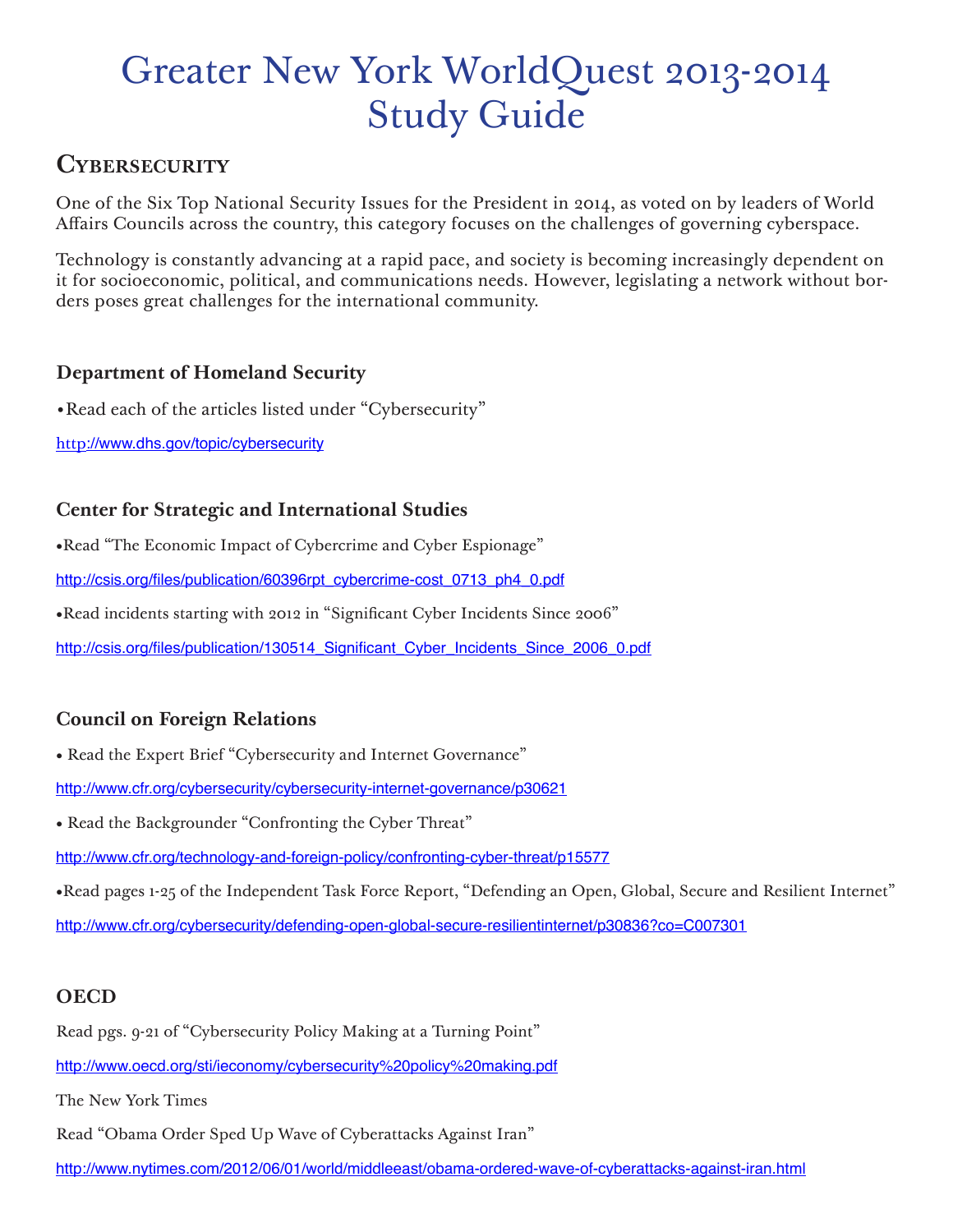# Greater New York WorldQuest 2013-2014 Study Guide

## Cybersecurity

One of the Six Top National Security Issues for the President in 2014, as voted on by leaders of World Affairs Councils across the country, this category focuses on the challenges of governing cyberspace.

Technology is constantly advancing at a rapid pace, and society is becoming increasingly dependent on it for socioeconomic, political, and communications needs. However, legislating a network without borders poses great challenges for the international community.

### Department of Homeland Security

• Read each of the articles listed under "Cybersecurity"

http://www.dhs.gov/topic/cybersecurity

### Center for Strategic and International Studies

• Read "The Economic Impact of Cybercrime and Cyber Espionage"

http://csis.org/files/publication/60396rpt_cybercrime-cost_0713_ph4_0.pdf

• Read incidents starting with 2012 in "Significant Cyber Incidents Since 2006"

http://csis.org/files/publication/130514_Significant_Cyber_Incidents_Since_2006_0.pdf

### Council on Foreign Relations

• Read the Expert Brief "Cybersecurity and Internet Governance"

http://www.cfr.org/cybersecurity/cybersecurity-internet-governance/p30621

• Read the Backgrounder "Confronting the Cyber Threat"

http://www.cfr.org/technology-and-foreign-policy/confronting-cyber-threat/p15577

• Read pages 1-25 of the Independent Task Force Report, "Defending an Open, Global, Secure and Resilient Internet"

http://www.cfr.org/cybersecurity/defending-open-global-secure-resilientinternet/p30836?co=C007301

### OECD

Read pgs. 9-21 of "Cybersecurity Policy Making at a Turning Point"

http://www.oecd.org/sti/ieconomy/cybersecurity%20policy%20making.pdf

The New York Times

Read "Obama Order Sped Up Wave of Cyberattacks Against Iran"

http://www.nytimes.com/2012/06/01/world/middleeast/obama-ordered-wave-of-cyberattacks-against-iran.html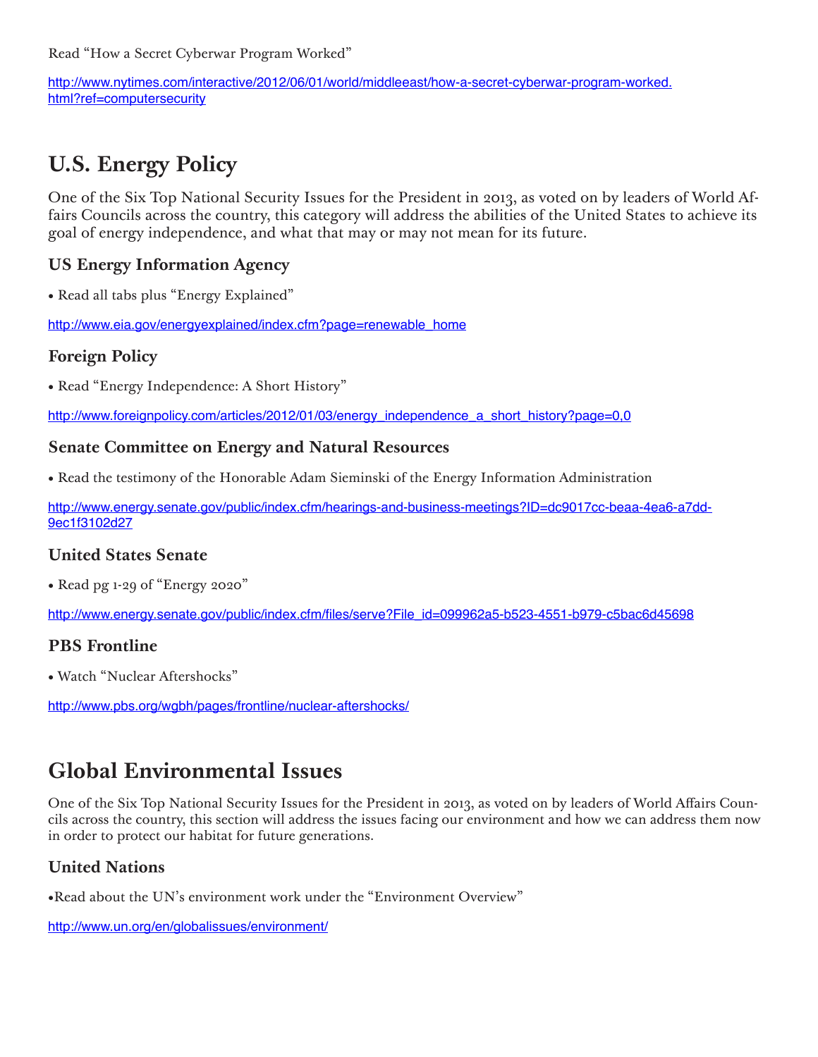Read "How a Secret Cyberwar Program Worked"

http://www.nytimes.com/interactive/2012/06/01/world/middleeast/how-a-secret-cyberwar-program-worked.html?ref=computersecurity

## U.S. Energy Policy

One of the Six Top National Security Issues for the President in 2013, as voted on by leaders of World Affairs Councils across the country, this category will address the abilities of the United States to achieve its goal of energy independence, and what that may or may not mean for its future.

### US Energy Information Agency

- Read all tabs plus "Energy Explained"

http://www.eia.gov/energyexplained/index.cfm?page=renewable_home

### Foreign Policy

- Read "Energy Independence: A Short History"

http://www.foreignpolicy.com/articles/2012/01/03/energy_independence_a_short_history?page=0,0

### Senate Committee on Energy and Natural Resources

- Read the testimony of the Honorable Adam Sieminski of the Energy Information Administration

http://www.energy.senate.gov/public/index.cfm/hearings-and-business-meetings?ID=dc9017cc-beaa-4ea6-a7dd-9ec1f3102d27

### United States Senate

- Read pg 1-29 of "Energy 2020"

http://www.energy.senate.gov/public/index.cfm/files/serve?File_id=099962a5-b523-4551-b979-c5bac6d45698

### PBS Frontline

- Watch "Nuclear Aftershocks"

http://www.pbs.org/wgbh/pages/frontline/nuclear-aftershocks/

## Global Environmental Issues

One of the Six Top National Security Issues for the President in 2013, as voted on by leaders of World Affairs Councils across the country, this section will address the issues facing our environment and how we can address them now in order to protect our habitat for future generations.

### United Nations

- Read about the UN's environment work under the "Environment Overview"

http://www.un.org/en/globalissues/environment/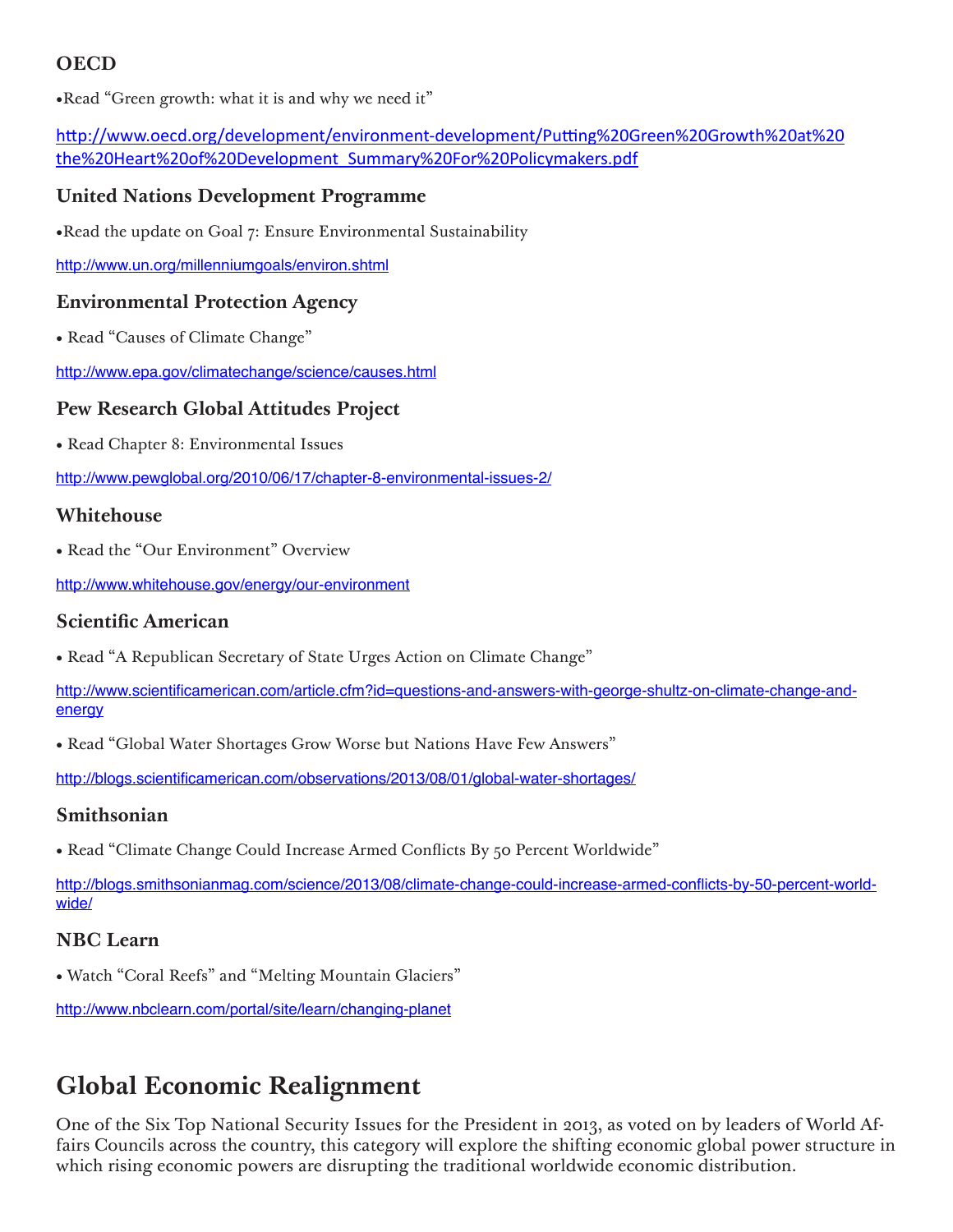### OECD

- Read "Green growth: what it is and why we need it"

http://www.oecd.org/development/environment-development/Putting%20Green%20Growth%20at%20the%20Heart%20of%20Development_Summary%20For%20Policymakers.pdf

### United Nations Development Programme

- Read the update on Goal 7: Ensure Environmental Sustainability

http://www.un.org/millenniumgoals/environ.shtml

### Environmental Protection Agency

- Read "Causes of Climate Change"

http://www.epa.gov/climatechange/science/causes.html

### Pew Research Global Attitudes Project

- Read Chapter 8: Environmental Issues

http://www.pewglobal.org/2010/06/17/chapter-8-environmental-issues-2/

### Whitehouse

- Read the "Our Environment" Overview

http://www.whitehouse.gov/energy/our-environment

### Scientific American

- Read "A Republican Secretary of State Urges Action on Climate Change"

http://www.scientificamerican.com/article.cfm?id=questions-and-answers-with-george-shultz-on-climate-change-and-energy

- Read "Global Water Shortages Grow Worse but Nations Have Few Answers"

http://blogs.scientificamerican.com/observations/2013/08/01/global-water-shortages/

### Smithsonian

- Read "Climate Change Could Increase Armed Conflicts By 50 Percent Worldwide"

http://blogs.smithsonianmag.com/science/2013/08/climate-change-could-increase-armed-conflicts-by-50-percent-world-wide/

### NBC Learn

- Watch "Coral Reefs" and "Melting Mountain Glaciers"

http://www.nbclearn.com/portal/site/learn/changing-planet

## Global Economic Realignment

One of the Six Top National Security Issues for the President in 2013, as voted on by leaders of World Affairs Councils across the country, this category will explore the shifting economic global power structure in which rising economic powers are disrupting the traditional worldwide economic distribution.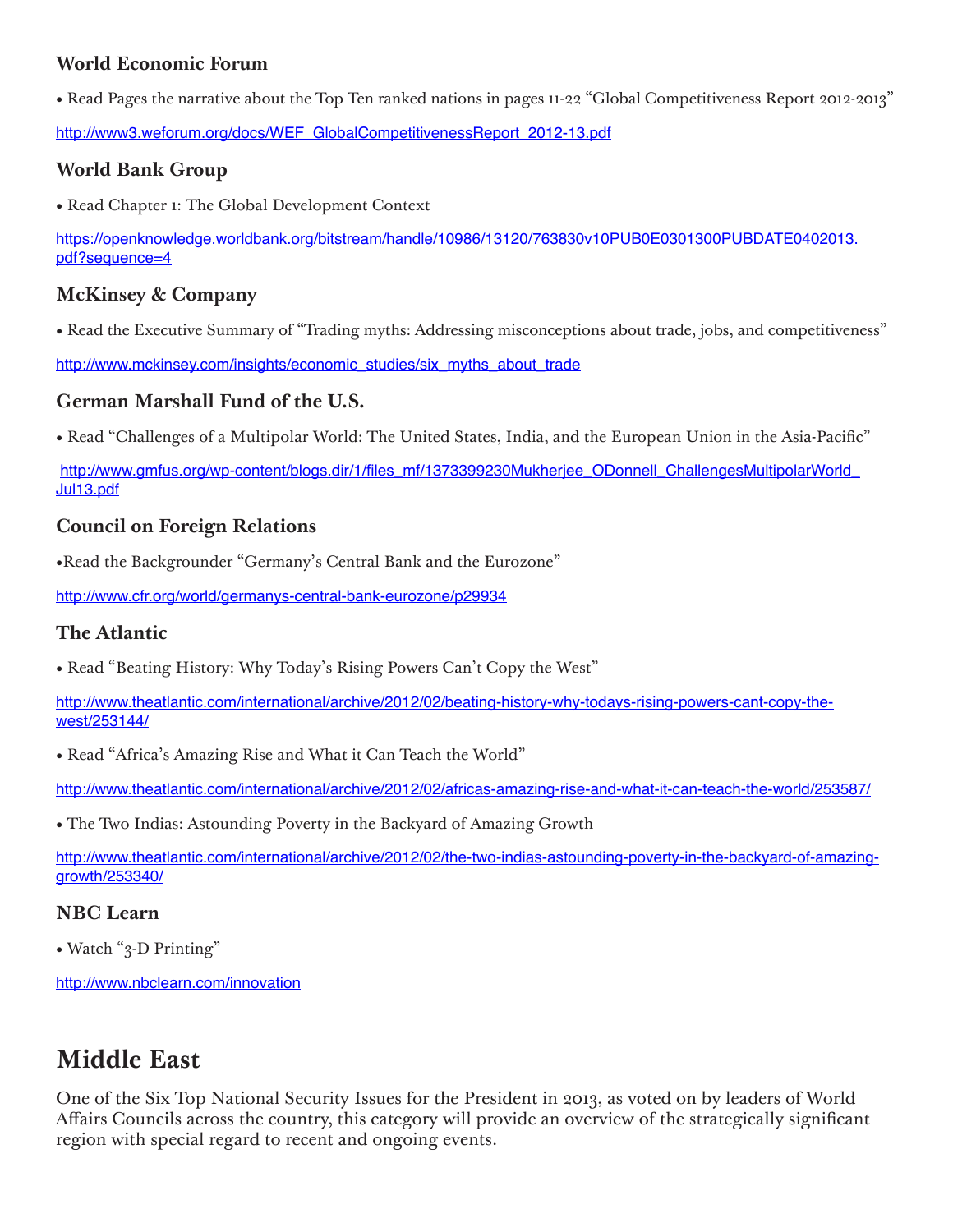### World Economic Forum

• Read Pages the narrative about the Top Ten ranked nations in pages 11-22 "Global Competitiveness Report 2012-2013"

http://www3.weforum.org/docs/WEF_GlobalCompetitivenessReport_2012-13.pdf

### World Bank Group

• Read Chapter 1: The Global Development Context

https://openknowledge.worldbank.org/bitstream/handle/10986/13120/763830v10PUB0E0301300PUBDATE0402013.pdf?sequence=4

### McKinsey & Company

• Read the Executive Summary of "Trading myths: Addressing misconceptions about trade, jobs, and competitiveness"

http://www.mckinsey.com/insights/economic_studies/six_myths_about_trade

### German Marshall Fund of the U.S.

• Read "Challenges of a Multipolar World: The United States, India, and the European Union in the Asia-Pacific"

http://www.gmfus.org/wp-content/blogs.dir/1/files_mf/1373399230Mukherjee_ODonnell_ChallengesMultipolarWorld_Jul13.pdf

### Council on Foreign Relations

•Read the Backgrounder "Germany's Central Bank and the Eurozone"

http://www.cfr.org/world/germanys-central-bank-eurozone/p29934

### The Atlantic

• Read "Beating History: Why Today's Rising Powers Can't Copy the West"

http://www.theatlantic.com/international/archive/2012/02/beating-history-why-todays-rising-powers-cant-copy-the-west/253144/

• Read "Africa's Amazing Rise and What it Can Teach the World"

http://www.theatlantic.com/international/archive/2012/02/africas-amazing-rise-and-what-it-can-teach-the-world/253587/

• The Two Indias: Astounding Poverty in the Backyard of Amazing Growth

http://www.theatlantic.com/international/archive/2012/02/the-two-indias-astounding-poverty-in-the-backyard-of-amazing-growth/253340/

### NBC Learn

• Watch "3-D Printing"

http://www.nbclearn.com/innovation

## Middle East

One of the Six Top National Security Issues for the President in 2013, as voted on by leaders of World Affairs Councils across the country, this category will provide an overview of the strategically significant region with special regard to recent and ongoing events.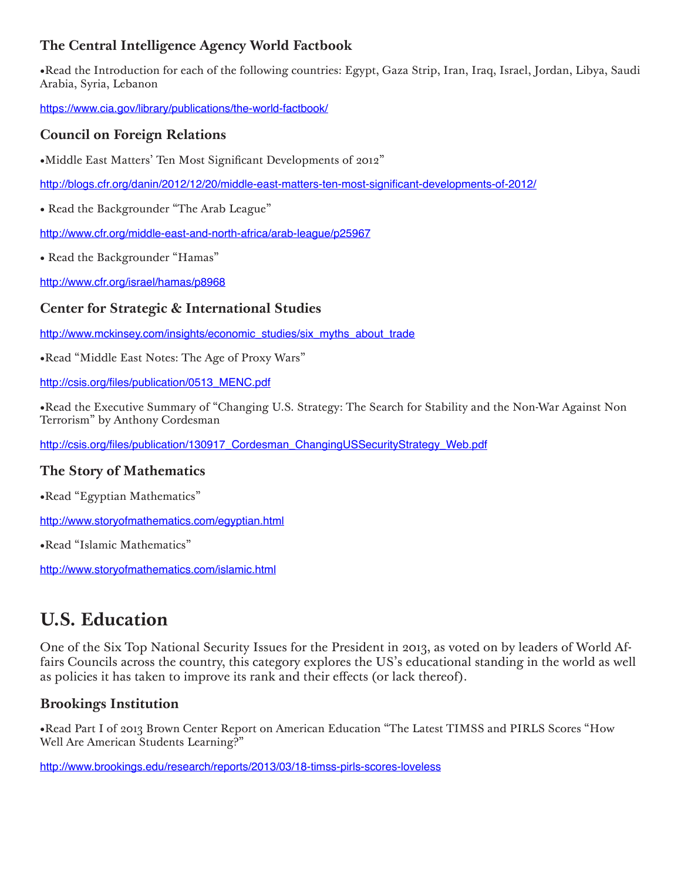### The Central Intelligence Agency World Factbook

•Read the Introduction for each of the following countries: Egypt, Gaza Strip, Iran, Iraq, Israel, Jordan, Libya, Saudi Arabia, Syria, Lebanon

https://www.cia.gov/library/publications/the-world-factbook/

### Council on Foreign Relations

•Middle East Matters' Ten Most Significant Developments of 2012"

http://blogs.cfr.org/danin/2012/12/20/middle-east-matters-ten-most-significant-developments-of-2012/

• Read the Backgrounder "The Arab League"

http://www.cfr.org/middle-east-and-north-africa/arab-league/p25967

• Read the Backgrounder "Hamas"

http://www.cfr.org/israel/hamas/p8968

### Center for Strategic & International Studies

http://www.mckinsey.com/insights/economic_studies/six_myths_about_trade

•Read "Middle East Notes: The Age of Proxy Wars"

http://csis.org/files/publication/0513_MENC.pdf

•Read the Executive Summary of "Changing U.S. Strategy: The Search for Stability and the Non-War Against Non Terrorism" by Anthony Cordesman

http://csis.org/files/publication/130917_Cordesman_ChangingUSSecurityStrategy_Web.pdf

### The Story of Mathematics

•Read "Egyptian Mathematics"

http://www.storyofmathematics.com/egyptian.html

•Read "Islamic Mathematics"

http://www.storyofmathematics.com/islamic.html

## U.S. Education

One of the Six Top National Security Issues for the President in 2013, as voted on by leaders of World Affairs Councils across the country, this category explores the US's educational standing in the world as well as policies it has taken to improve its rank and their effects (or lack thereof).

### Brookings Institution

•Read Part I of 2013 Brown Center Report on American Education "The Latest TIMSS and PIRLS Scores "How Well Are American Students Learning?"

http://www.brookings.edu/research/reports/2013/03/18-timss-pirls-scores-loveless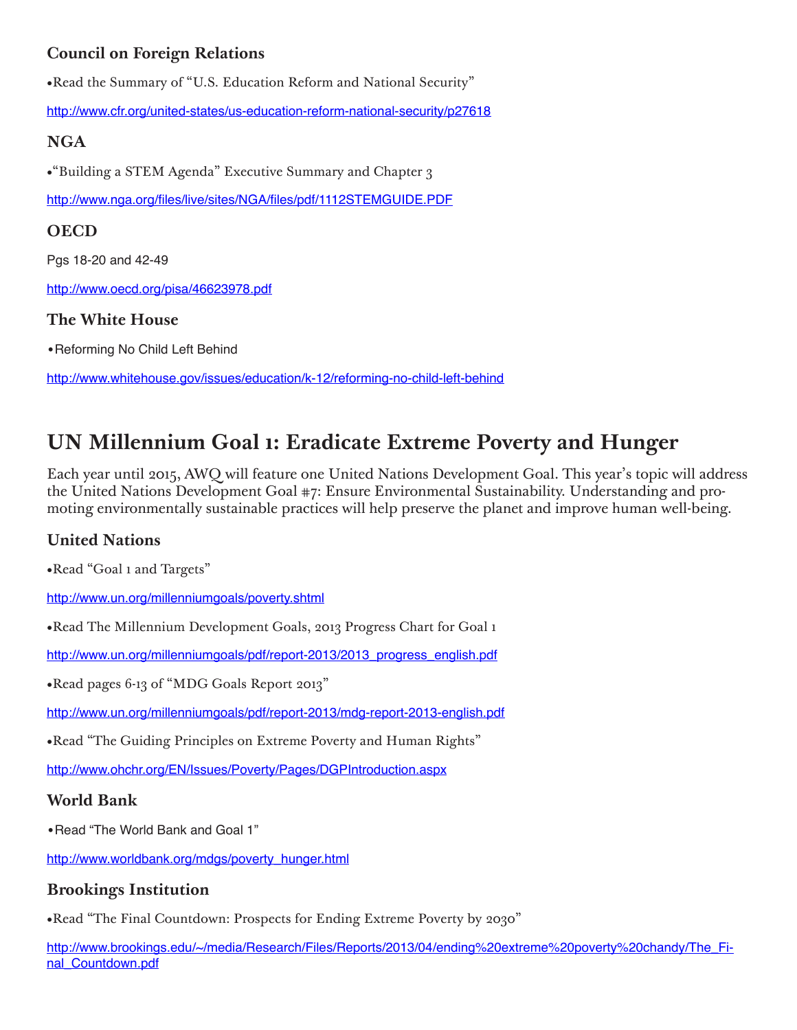### Council on Foreign Relations

•Read the Summary of "U.S. Education Reform and National Security"

http://www.cfr.org/united-states/us-education-reform-national-security/p27618

### NGA

•"Building a STEM Agenda" Executive Summary and Chapter 3

http://www.nga.org/files/live/sites/NGA/files/pdf/1112STEMGUIDE.PDF

### OECD

Pgs 18-20 and 42-49

http://www.oecd.org/pisa/46623978.pdf

### The White House

•Reforming No Child Left Behind

http://www.whitehouse.gov/issues/education/k-12/reforming-no-child-left-behind

## UN Millennium Goal 1: Eradicate Extreme Poverty and Hunger

Each year until 2015, AWQ will feature one United Nations Development Goal. This year's topic will address the United Nations Development Goal #7: Ensure Environmental Sustainability. Understanding and promoting environmentally sustainable practices will help preserve the planet and improve human well-being.

### United Nations

•Read "Goal 1 and Targets"

http://www.un.org/millenniumgoals/poverty.shtml

•Read The Millennium Development Goals, 2013 Progress Chart for Goal 1

http://www.un.org/millenniumgoals/pdf/report-2013/2013_progress_english.pdf

•Read pages 6-13 of "MDG Goals Report 2013"

http://www.un.org/millenniumgoals/pdf/report-2013/mdg-report-2013-english.pdf

•Read "The Guiding Principles on Extreme Poverty and Human Rights"

http://www.ohchr.org/EN/Issues/Poverty/Pages/DGPIntroduction.aspx

### World Bank

•Read "The World Bank and Goal 1"

http://www.worldbank.org/mdgs/poverty_hunger.html

### Brookings Institution

•Read "The Final Countdown: Prospects for Ending Extreme Poverty by 2030"

http://www.brookings.edu/~/media/Research/Files/Reports/2013/04/ending%20extreme%20poverty%20chandy/The_Final_Countdown.pdf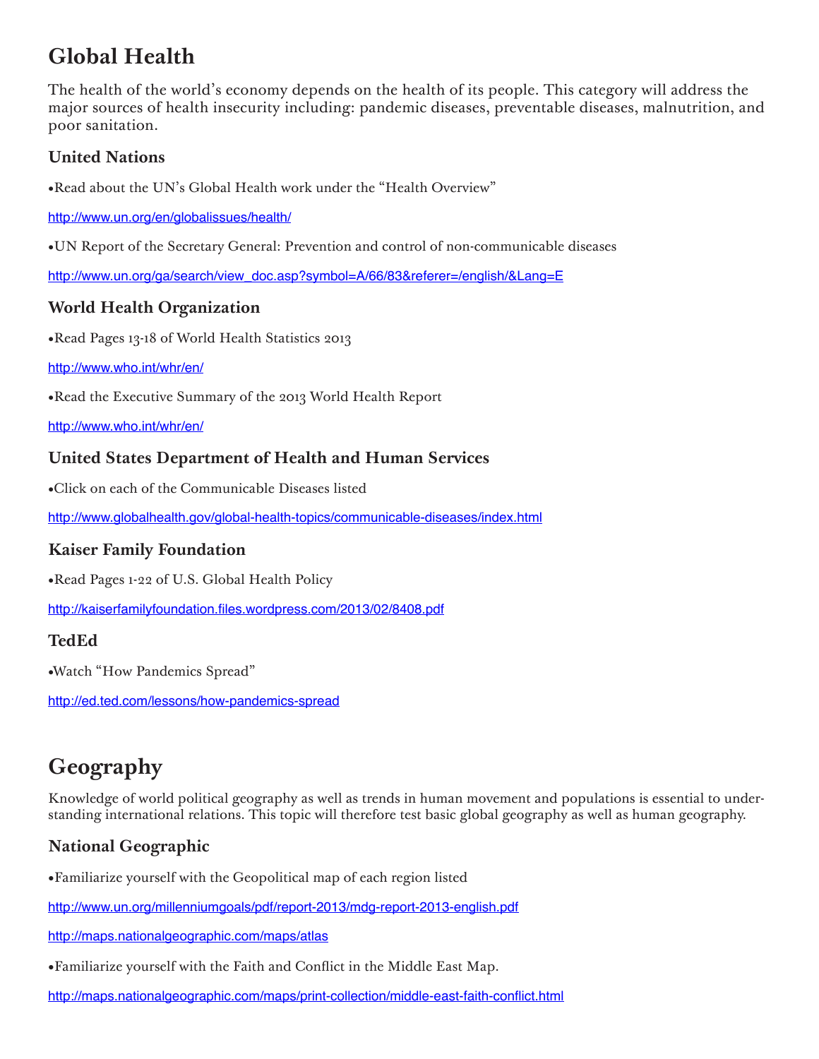# Global Health

The health of the world's economy depends on the health of its people. This category will address the major sources of health insecurity including: pandemic diseases, preventable diseases, malnutrition, and poor sanitation.

## United Nations

•Read about the UN's Global Health work under the "Health Overview"

http://www.un.org/en/globalissues/health/

•UN Report of the Secretary General: Prevention and control of non-communicable diseases

http://www.un.org/ga/search/view_doc.asp?symbol=A/66/83&referer=/english/&Lang=E

## World Health Organization

•Read Pages 13-18 of World Health Statistics 2013

http://www.who.int/whr/en/

•Read the Executive Summary of the 2013 World Health Report

http://www.who.int/whr/en/

## United States Department of Health and Human Services

•Click on each of the Communicable Diseases listed

http://www.globalhealth.gov/global-health-topics/communicable-diseases/index.html

## Kaiser Family Foundation

•Read Pages 1-22 of U.S. Global Health Policy

http://kaiserfamilyfoundation.files.wordpress.com/2013/02/8408.pdf

## TedEd

•Watch "How Pandemics Spread"

http://ed.ted.com/lessons/how-pandemics-spread

# Geography

Knowledge of world political geography as well as trends in human movement and populations is essential to understanding international relations. This topic will therefore test basic global geography as well as human geography.

## National Geographic

•Familiarize yourself with the Geopolitical map of each region listed

http://www.un.org/millenniumgoals/pdf/report-2013/mdg-report-2013-english.pdf

http://maps.nationalgeographic.com/maps/atlas

•Familiarize yourself with the Faith and Conflict in the Middle East Map.

http://maps.nationalgeographic.com/maps/print-collection/middle-east-faith-conflict.html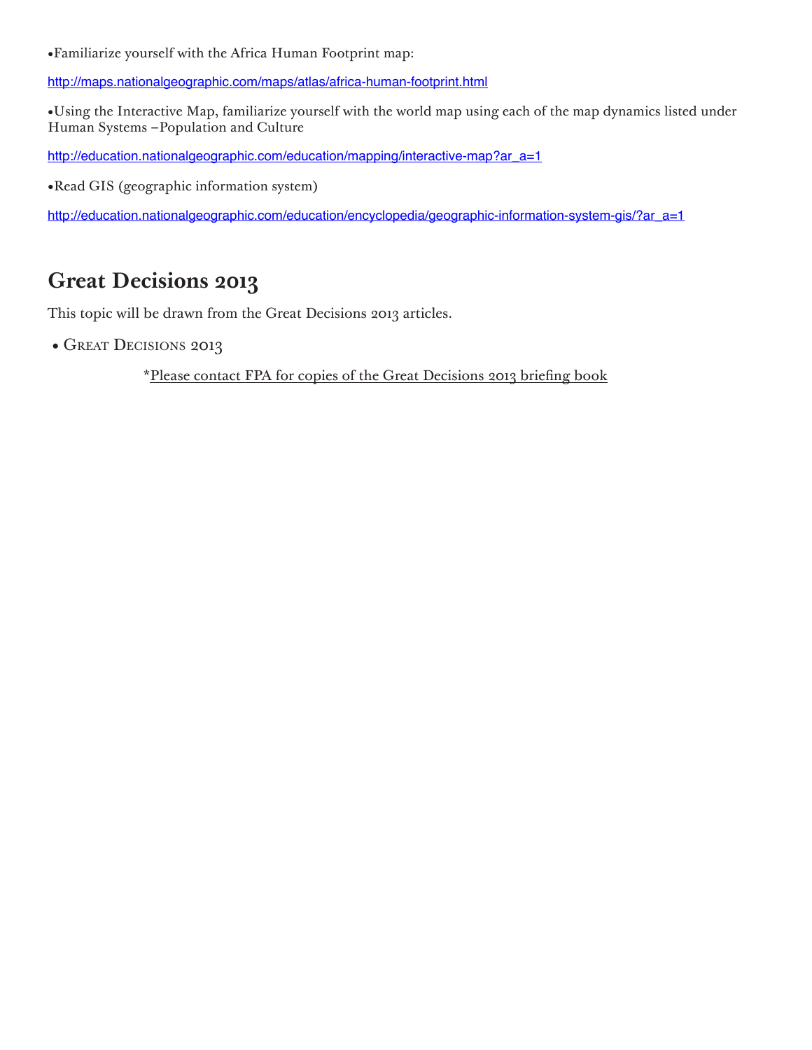•Familiarize yourself with the Africa Human Footprint map:

http://maps.nationalgeographic.com/maps/atlas/africa-human-footprint.html

•Using the Interactive Map, familiarize yourself with the world map using each of the map dynamics listed under Human Systems –Population and Culture

http://education.nationalgeographic.com/education/mapping/interactive-map?ar_a=1

•Read GIS (geographic information system)

http://education.nationalgeographic.com/education/encyclopedia/geographic-information-system-gis/?ar_a=1

## Great Decisions 2013

This topic will be drawn from the Great Decisions 2013 articles.

- Great Decisions 2013

*Please contact FPA for copies of the Great Decisions 2013 briefing book